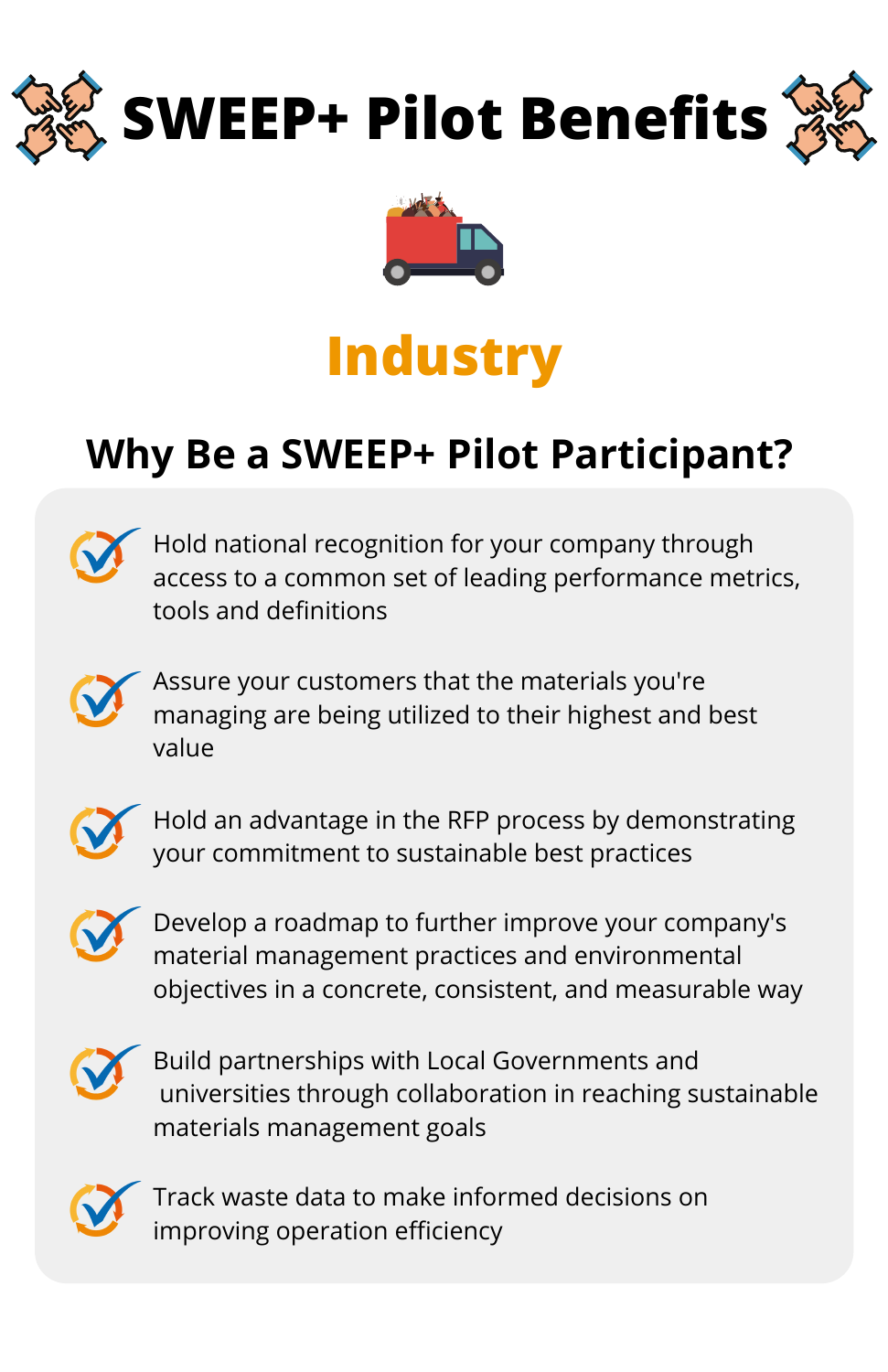# SWEEP+ Pilot Benefits

## Industry

### Why Be a SWEEP+ Pilot Participant?

- Hold national recognition for your company through access to a common set of leading performance metrics, tools and definitions
- Assure your customers that the materials you're managing are being utilized to their highest and best value
- Hold an advantage in the RFP process by demonstrating your commitment to sustainable best practices
- Develop a roadmap to further improve your company's material management practices and environmental objectives in a concrete, consistent, and measurable way
- Build partnerships with Local Governments and universities through collaboration in reaching sustainable materials management goals
- Track waste data to make informed decisions on improving operation efficiency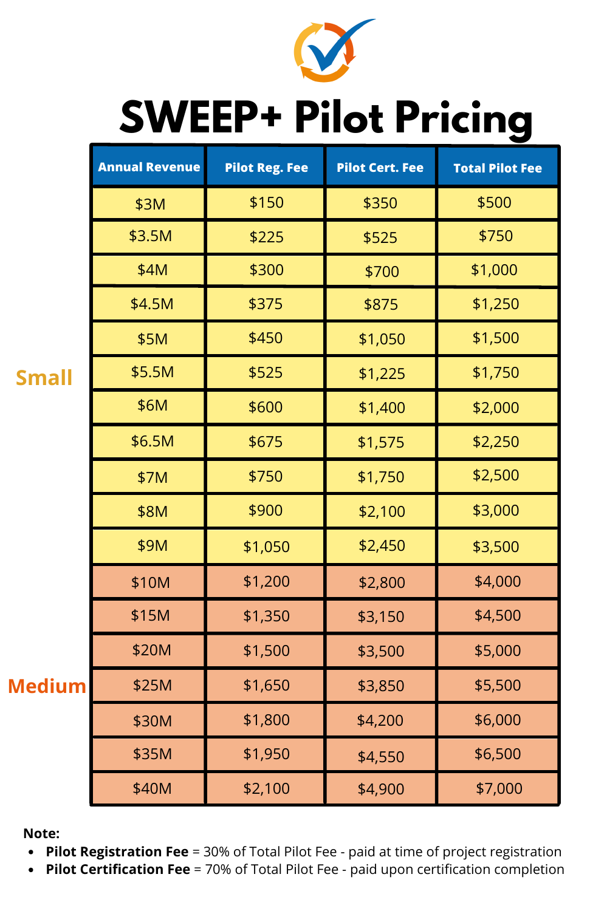# SWEEP+ Pilot Pricing

| | Annual Revenue | Pilot Reg. Fee | Pilot Cert. Fee | Total Pilot Fee |
|---|---|---|---|---|
| Small | $3M | $150 | $350 | $500 |
| | $3.5M | $225 | $525 | $750 |
| | $4M | $300 | $700 | $1,000 |
| | $4.5M | $375 | $875 | $1,250 |
| | $5M | $450 | $1,050 | $1,500 |
| | $5.5M | $525 | $1,225 | $1,750 |
| | $6M | $600 | $1,400 | $2,000 |
| | $6.5M | $675 | $1,575 | $2,250 |
| | $7M | $750 | $1,750 | $2,500 |
| | $8M | $900 | $2,100 | $3,000 |
| | $9M | $1,050 | $2,450 | $3,500 |
| Medium | $10M | $1,200 | $2,800 | $4,000 |
| | $15M | $1,350 | $3,150 | $4,500 |
| | $20M | $1,500 | $3,500 | $5,000 |
| | $25M | $1,650 | $3,850 | $5,500 |
| | $30M | $1,800 | $4,200 | $6,000 |
| | $35M | $1,950 | $4,550 | $6,500 |
| | $40M | $2,100 | $4,900 | $7,000 |

**Note:**

- **Pilot Registration Fee** = 30% of Total Pilot Fee - paid at time of project registration
- **Pilot Certification Fee** = 70% of Total Pilot Fee - paid upon certification completion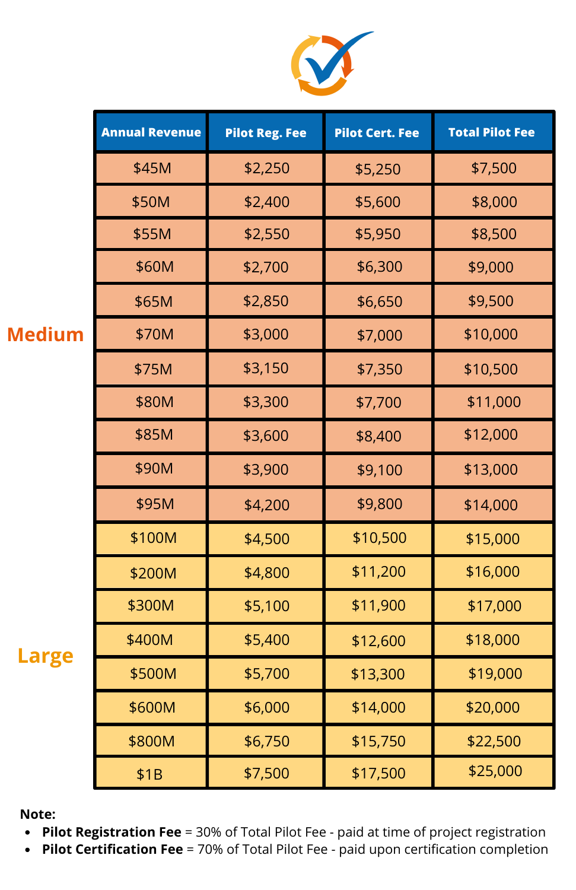| | Annual Revenue | Pilot Reg. Fee | Pilot Cert. Fee | Total Pilot Fee |
|---|---|---|---|---|
| Medium | $45M | $2,250 | $5,250 | $7,500 |
| | $50M | $2,400 | $5,600 | $8,000 |
| | $55M | $2,550 | $5,950 | $8,500 |
| | $60M | $2,700 | $6,300 | $9,000 |
| | $65M | $2,850 | $6,650 | $9,500 |
| | $70M | $3,000 | $7,000 | $10,000 |
| | $75M | $3,150 | $7,350 | $10,500 |
| | $80M | $3,300 | $7,700 | $11,000 |
| | $85M | $3,600 | $8,400 | $12,000 |
| | $90M | $3,900 | $9,100 | $13,000 |
| | $95M | $4,200 | $9,800 | $14,000 |
| Large | $100M | $4,500 | $10,500 | $15,000 |
| | $200M | $4,800 | $11,200 | $16,000 |
| | $300M | $5,100 | $11,900 | $17,000 |
| | $400M | $5,400 | $12,600 | $18,000 |
| | $500M | $5,700 | $13,300 | $19,000 |
| | $600M | $6,000 | $14,000 | $20,000 |
| | $800M | $6,750 | $15,750 | $22,500 |
| | $1B | $7,500 | $17,500 | $25,000 |

**Note:**

- **Pilot Registration Fee** = 30% of Total Pilot Fee - paid at time of project registration
- **Pilot Certification Fee** = 70% of Total Pilot Fee - paid upon certification completion